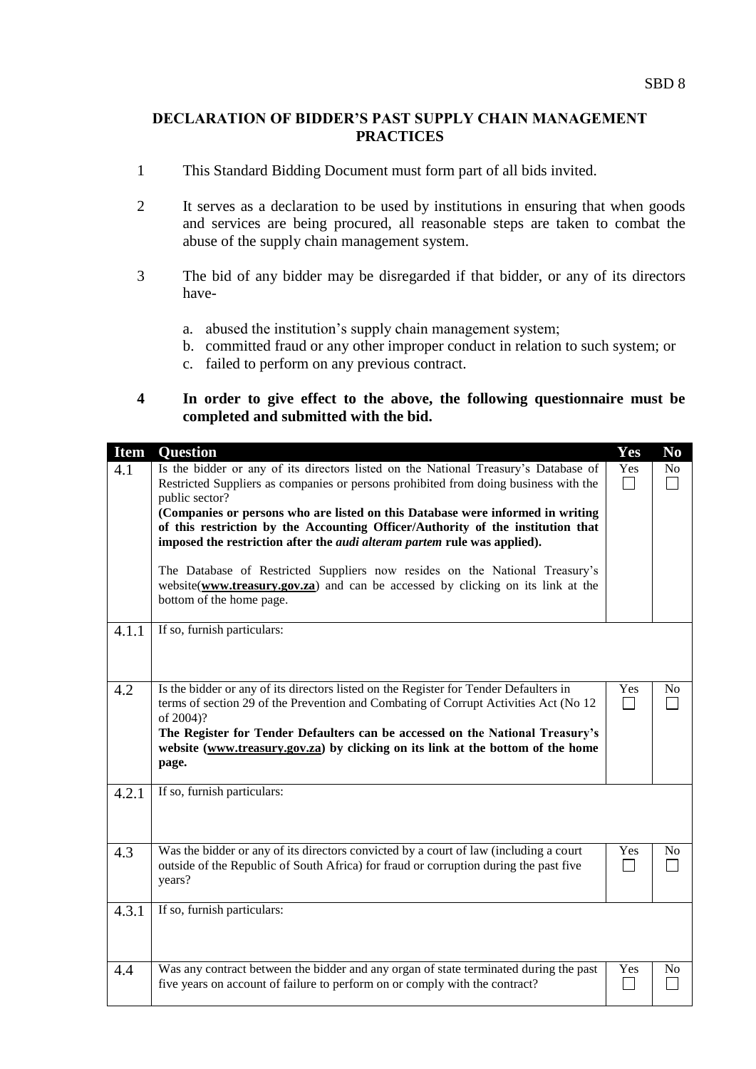SBD 8

## DECLARATION OF BIDDER'S PAST SUPPLY CHAIN MANAGEMENT PRACTICES

1. This Standard Bidding Document must form part of all bids invited.

2. It serves as a declaration to be used by institutions in ensuring that when goods and services are being procured, all reasonable steps are taken to combat the abuse of the supply chain management system.

3. The bid of any bidder may be disregarded if that bidder, or any of its directors have-

   a. abused the institution's supply chain management system;
   b. committed fraud or any other improper conduct in relation to such system; or
   c. failed to perform on any previous contract.

4. **In order to give effect to the above, the following questionnaire must be completed and submitted with the bid.**

| Item | Question | Yes | No |
|---|---|---|---|
| 4.1 | Is the bidder or any of its directors listed on the National Treasury's Database of Restricted Suppliers as companies or persons prohibited from doing business with the public sector?<br>**(Companies or persons who are listed on this Database were informed in writing of this restriction by the Accounting Officer/Authority of the institution that imposed the restriction after the *audi alteram partem* rule was applied).**<br><br>The Database of Restricted Suppliers now resides on the National Treasury's website(**www.treasury.gov.za**) and can be accessed by clicking on its link at the bottom of the home page. | Yes ☐ | No ☐ |
| 4.1.1 | If so, furnish particulars: | | |
| 4.2 | Is the bidder or any of its directors listed on the Register for Tender Defaulters in terms of section 29 of the Prevention and Combating of Corrupt Activities Act (No 12 of 2004)?<br>**The Register for Tender Defaulters can be accessed on the National Treasury's website (www.treasury.gov.za) by clicking on its link at the bottom of the home page.** | Yes ☐ | No ☐ |
| 4.2.1 | If so, furnish particulars: | | |
| 4.3 | Was the bidder or any of its directors convicted by a court of law (including a court outside of the Republic of South Africa) for fraud or corruption during the past five years? | Yes ☐ | No ☐ |
| 4.3.1 | If so, furnish particulars: | | |
| 4.4 | Was any contract between the bidder and any organ of state terminated during the past five years on account of failure to perform on or comply with the contract? | Yes ☐ | No ☐ |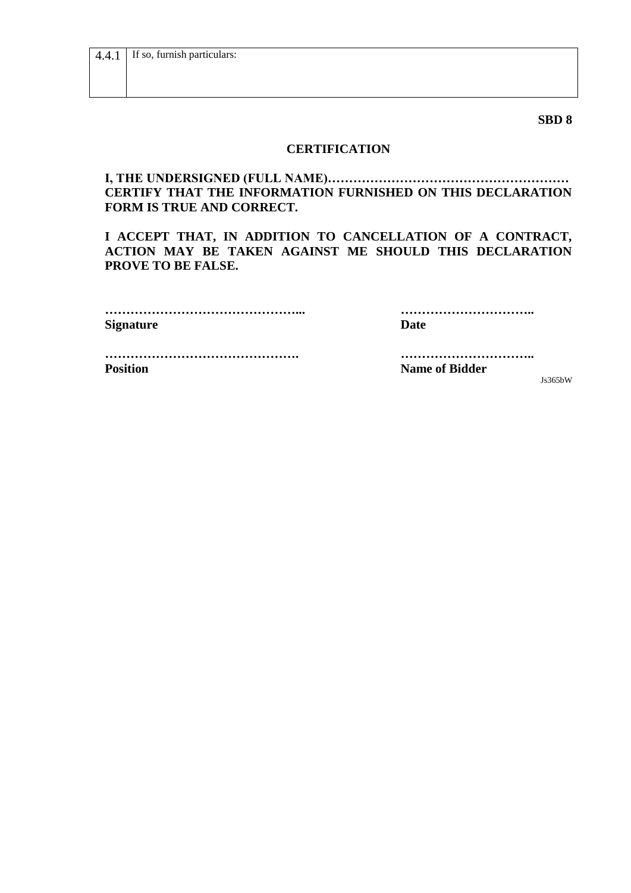| | |
|---|---|
| 4.4.1 | If so, furnish particulars: |

**SBD 8**

## CERTIFICATION

**I, THE UNDERSIGNED (FULL NAME)………………………………………………… CERTIFY THAT THE INFORMATION FURNISHED ON THIS DECLARATION FORM IS TRUE AND CORRECT.**

**I ACCEPT THAT, IN ADDITION TO CANCELLATION OF A CONTRACT, ACTION MAY BE TAKEN AGAINST ME SHOULD THIS DECLARATION PROVE TO BE FALSE.**

| | |
|---|---|
| **………………………………………...** | **…………………………..** |
| **Signature** | **Date** |
| **……………………………………….** | **…………………………..** |
| **Position** | **Name of Bidder** |

Js365bW